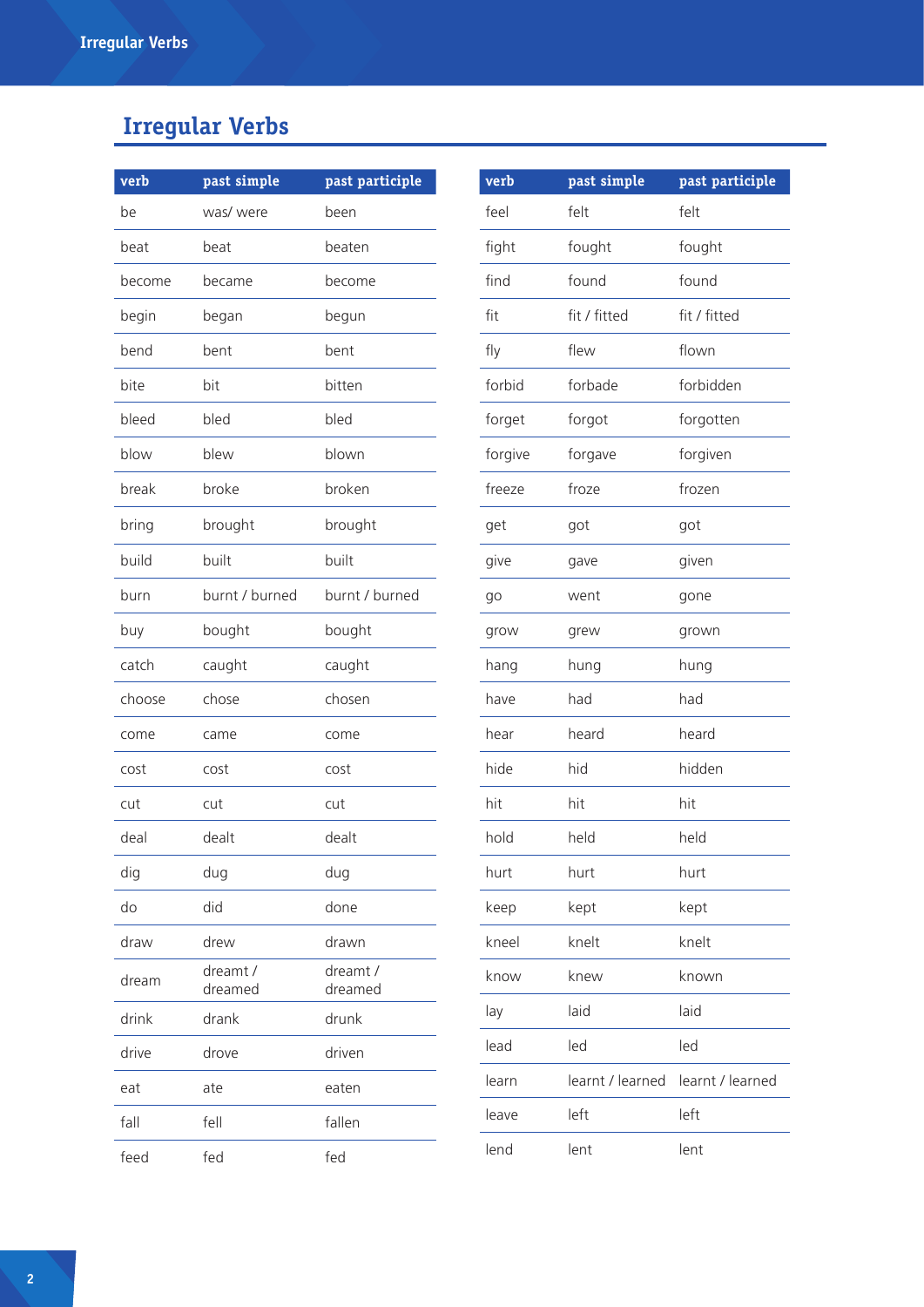# Irregular Verbs

| verb | past simple | past participle |
|---|---|---|
| be | was/ were | been |
| beat | beat | beaten |
| become | became | become |
| begin | began | begun |
| bend | bent | bent |
| bite | bit | bitten |
| bleed | bled | bled |
| blow | blew | blown |
| break | broke | broken |
| bring | brought | brought |
| build | built | built |
| burn | burnt / burned | burnt / burned |
| buy | bought | bought |
| catch | caught | caught |
| choose | chose | chosen |
| come | came | come |
| cost | cost | cost |
| cut | cut | cut |
| deal | dealt | dealt |
| dig | dug | dug |
| do | did | done |
| draw | drew | drawn |
| dream | dreamt / dreamed | dreamt / dreamed |
| drink | drank | drunk |
| drive | drove | driven |
| eat | ate | eaten |
| fall | fell | fallen |
| feed | fed | fed |

| verb | past simple | past participle |
|---|---|---|
| feel | felt | felt |
| fight | fought | fought |
| find | found | found |
| fit | fit / fitted | fit / fitted |
| fly | flew | flown |
| forbid | forbade | forbidden |
| forget | forgot | forgotten |
| forgive | forgave | forgiven |
| freeze | froze | frozen |
| get | got | got |
| give | gave | given |
| go | went | gone |
| grow | grew | grown |
| hang | hung | hung |
| have | had | had |
| hear | heard | heard |
| hide | hid | hidden |
| hit | hit | hit |
| hold | held | held |
| hurt | hurt | hurt |
| keep | kept | kept |
| kneel | knelt | knelt |
| know | knew | known |
| lay | laid | laid |
| lead | led | led |
| learn | learnt / learned | learnt / learned |
| leave | left | left |
| lend | lent | lent |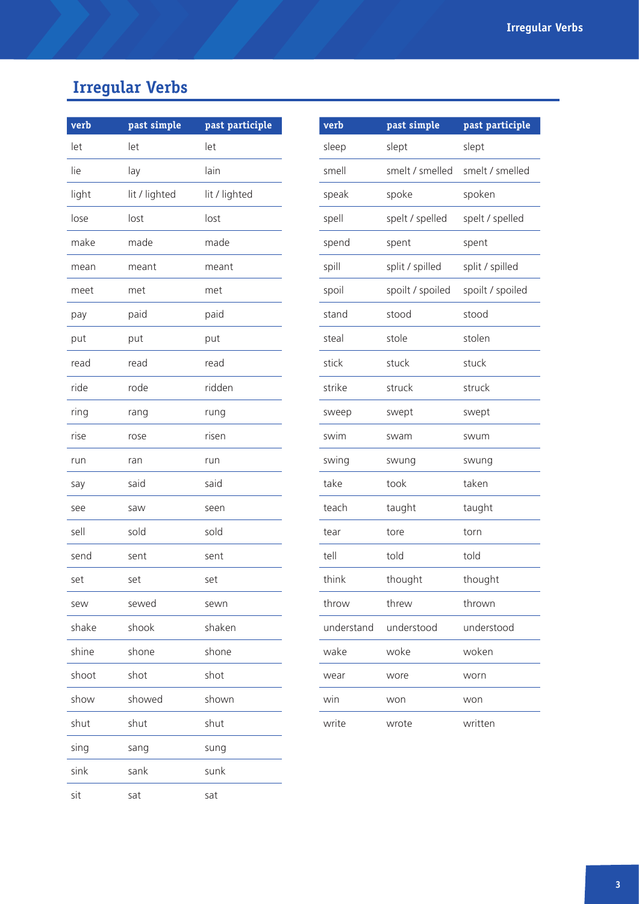## Irregular Verbs

| verb | past simple | past participle |
|---|---|---|
| let | let | let |
| lie | lay | lain |
| light | lit / lighted | lit / lighted |
| lose | lost | lost |
| make | made | made |
| mean | meant | meant |
| meet | met | met |
| pay | paid | paid |
| put | put | put |
| read | read | read |
| ride | rode | ridden |
| ring | rang | rung |
| rise | rose | risen |
| run | ran | run |
| say | said | said |
| see | saw | seen |
| sell | sold | sold |
| send | sent | sent |
| set | set | set |
| sew | sewed | sewn |
| shake | shook | shaken |
| shine | shone | shone |
| shoot | shot | shot |
| show | showed | shown |
| shut | shut | shut |
| sing | sang | sung |
| sink | sank | sunk |
| sit | sat | sat |

| verb | past simple | past participle |
|---|---|---|
| sleep | slept | slept |
| smell | smelt / smelled | smelt / smelled |
| speak | spoke | spoken |
| spell | spelt / spelled | spelt / spelled |
| spend | spent | spent |
| spill | split / spilled | split / spilled |
| spoil | spoilt / spoiled | spoilt / spoiled |
| stand | stood | stood |
| steal | stole | stolen |
| stick | stuck | stuck |
| strike | struck | struck |
| sweep | swept | swept |
| swim | swam | swum |
| swing | swung | swung |
| take | took | taken |
| teach | taught | taught |
| tear | tore | torn |
| tell | told | told |
| think | thought | thought |
| throw | threw | thrown |
| understand | understood | understood |
| wake | woke | woken |
| wear | wore | worn |
| win | won | won |
| write | wrote | written |